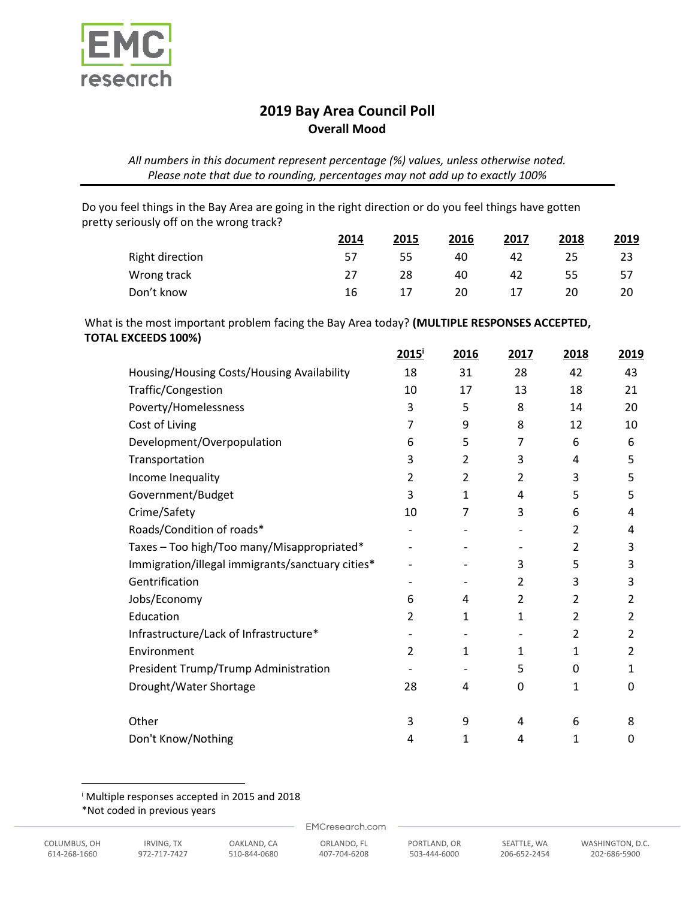# 2019 Bay Area Council Poll

## Overall Mood

*All numbers in this document represent percentage (%) values, unless otherwise noted.*
*Please note that due to rounding, percentages may not add up to exactly 100%*

Do you feel things in the Bay Area are going in the right direction or do you feel things have gotten pretty seriously off on the wrong track?

| | 2014 | 2015 | 2016 | 2017 | 2018 | 2019 |
|---|---|---|---|---|---|---|
| Right direction | 57 | 55 | 40 | 42 | 25 | 23 |
| Wrong track | 27 | 28 | 40 | 42 | 55 | 57 |
| Don't know | 16 | 17 | 20 | 17 | 20 | 20 |

What is the most important problem facing the Bay Area today? **(MULTIPLE RESPONSES ACCEPTED, TOTAL EXCEEDS 100%)**

| | 2015[i] | 2016 | 2017 | 2018 | 2019 |
|---|---|---|---|---|---|
| Housing/Housing Costs/Housing Availability | 18 | 31 | 28 | 42 | 43 |
| Traffic/Congestion | 10 | 17 | 13 | 18 | 21 |
| Poverty/Homelessness | 3 | 5 | 8 | 14 | 20 |
| Cost of Living | 7 | 9 | 8 | 12 | 10 |
| Development/Overpopulation | 6 | 5 | 7 | 6 | 6 |
| Transportation | 3 | 2 | 3 | 4 | 5 |
| Income Inequality | 2 | 2 | 2 | 3 | 5 |
| Government/Budget | 3 | 1 | 4 | 5 | 5 |
| Crime/Safety | 10 | 7 | 3 | 6 | 4 |
| Roads/Condition of roads* | - | - | - | 2 | 4 |
| Taxes – Too high/Too many/Misappropriated* | - | - | - | 2 | 3 |
| Immigration/illegal immigrants/sanctuary cities* | - | - | 3 | 5 | 3 |
| Gentrification | - | - | 2 | 3 | 3 |
| Jobs/Economy | 6 | 4 | 2 | 2 | 2 |
| Education | 2 | 1 | 1 | 2 | 2 |
| Infrastructure/Lack of Infrastructure* | - | - | - | 2 | 2 |
| Environment | 2 | 1 | 1 | 1 | 2 |
| President Trump/Trump Administration | - | - | 5 | 0 | 1 |
| Drought/Water Shortage | 28 | 4 | 0 | 1 | 0 |
| Other | 3 | 9 | 4 | 6 | 8 |
| Don't Know/Nothing | 4 | 1 | 4 | 1 | 0 |

[i] Multiple responses accepted in 2015 and 2018

*Not coded in previous years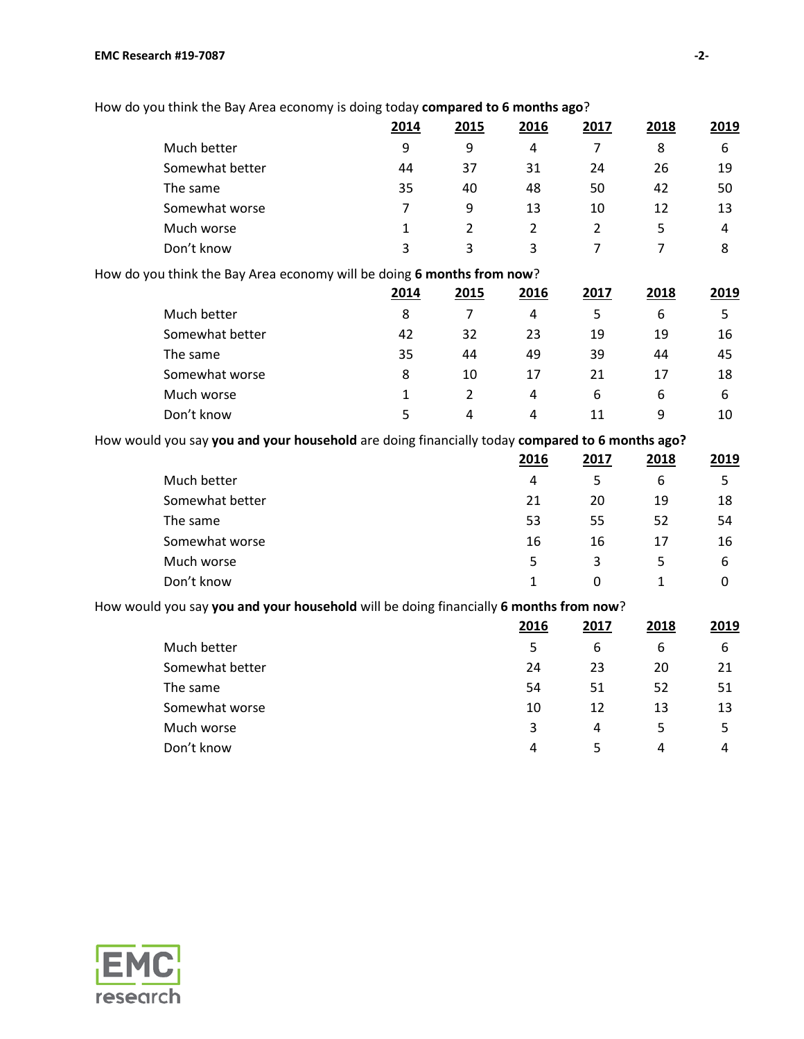How do you think the Bay Area economy is doing today **compared to 6 months ago**?

| | 2014 | 2015 | 2016 | 2017 | 2018 | 2019 |
|---|---|---|---|---|---|---|
| Much better | 9 | 9 | 4 | 7 | 8 | 6 |
| Somewhat better | 44 | 37 | 31 | 24 | 26 | 19 |
| The same | 35 | 40 | 48 | 50 | 42 | 50 |
| Somewhat worse | 7 | 9 | 13 | 10 | 12 | 13 |
| Much worse | 1 | 2 | 2 | 2 | 5 | 4 |
| Don't know | 3 | 3 | 3 | 7 | 7 | 8 |

How do you think the Bay Area economy will be doing **6 months from now**?

| | 2014 | 2015 | 2016 | 2017 | 2018 | 2019 |
|---|---|---|---|---|---|---|
| Much better | 8 | 7 | 4 | 5 | 6 | 5 |
| Somewhat better | 42 | 32 | 23 | 19 | 19 | 16 |
| The same | 35 | 44 | 49 | 39 | 44 | 45 |
| Somewhat worse | 8 | 10 | 17 | 21 | 17 | 18 |
| Much worse | 1 | 2 | 4 | 6 | 6 | 6 |
| Don't know | 5 | 4 | 4 | 11 | 9 | 10 |

How would you say **you and your household** are doing financially today **compared to 6 months ago?**

| | 2016 | 2017 | 2018 | 2019 |
|---|---|---|---|---|
| Much better | 4 | 5 | 6 | 5 |
| Somewhat better | 21 | 20 | 19 | 18 |
| The same | 53 | 55 | 52 | 54 |
| Somewhat worse | 16 | 16 | 17 | 16 |
| Much worse | 5 | 3 | 5 | 6 |
| Don't know | 1 | 0 | 1 | 0 |

How would you say **you and your household** will be doing financially **6 months from now**?

| | 2016 | 2017 | 2018 | 2019 |
|---|---|---|---|---|
| Much better | 5 | 6 | 6 | 6 |
| Somewhat better | 24 | 23 | 20 | 21 |
| The same | 54 | 51 | 52 | 51 |
| Somewhat worse | 10 | 12 | 13 | 13 |
| Much worse | 3 | 4 | 5 | 5 |
| Don't know | 4 | 5 | 4 | 4 |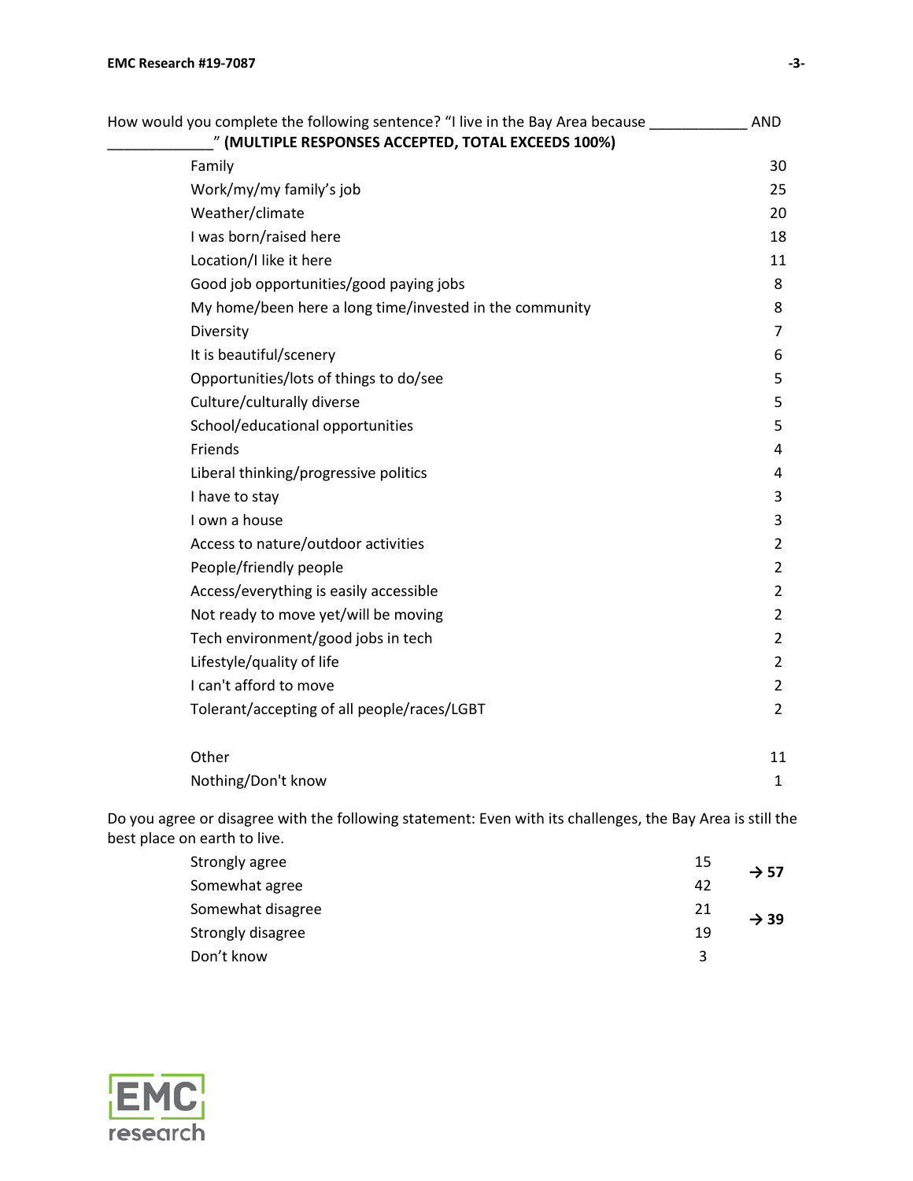How would you complete the following sentence? "I live in the Bay Area because ____________ AND _____________" **(MULTIPLE RESPONSES ACCEPTED, TOTAL EXCEEDS 100%)**

| Response | % |
|---|---|
| Family | 30 |
| Work/my/my family's job | 25 |
| Weather/climate | 20 |
| I was born/raised here | 18 |
| Location/I like it here | 11 |
| Good job opportunities/good paying jobs | 8 |
| My home/been here a long time/invested in the community | 8 |
| Diversity | 7 |
| It is beautiful/scenery | 6 |
| Opportunities/lots of things to do/see | 5 |
| Culture/culturally diverse | 5 |
| School/educational opportunities | 5 |
| Friends | 4 |
| Liberal thinking/progressive politics | 4 |
| I have to stay | 3 |
| I own a house | 3 |
| Access to nature/outdoor activities | 2 |
| People/friendly people | 2 |
| Access/everything is easily accessible | 2 |
| Not ready to move yet/will be moving | 2 |
| Tech environment/good jobs in tech | 2 |
| Lifestyle/quality of life | 2 |
| I can't afford to move | 2 |
| Tolerant/accepting of all people/races/LGBT | 2 |
| | |
| Other | 11 |
| Nothing/Don't know | 1 |

Do you agree or disagree with the following statement: Even with its challenges, the Bay Area is still the best place on earth to live.

| Response | % | Total |
|---|---|---|
| Strongly agree | 15 | **→ 57** |
| Somewhat agree | 42 | |
| Somewhat disagree | 21 | **→ 39** |
| Strongly disagree | 19 | |
| Don't know | 3 | |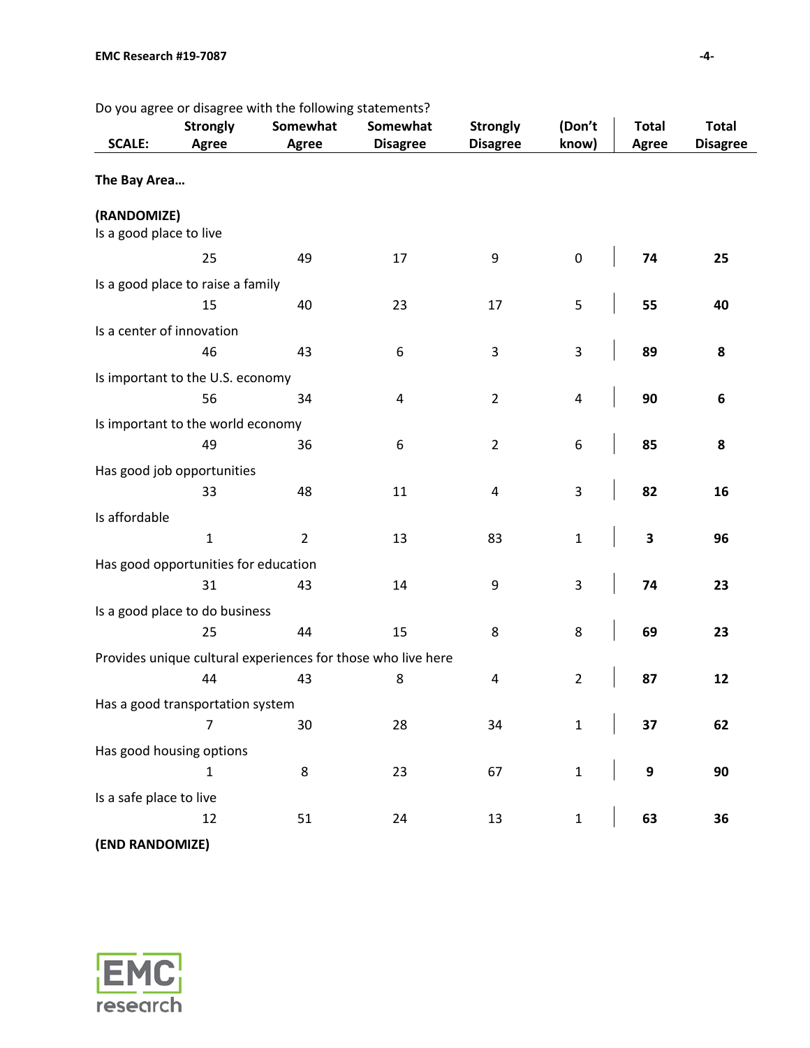Do you agree or disagree with the following statements?

| SCALE: | Strongly Agree | Somewhat Agree | Somewhat Disagree | Strongly Disagree | (Don't know) | Total Agree | Total Disagree |
|---|---|---|---|---|---|---|---|
| **The Bay Area…** | | | | | | | |
| **(RANDOMIZE)** | | | | | | | |
| Is a good place to live | 25 | 49 | 17 | 9 | 0 | **74** | **25** |
| Is a good place to raise a family | 15 | 40 | 23 | 17 | 5 | **55** | **40** |
| Is a center of innovation | 46 | 43 | 6 | 3 | 3 | **89** | **8** |
| Is important to the U.S. economy | 56 | 34 | 4 | 2 | 4 | **90** | **6** |
| Is important to the world economy | 49 | 36 | 6 | 2 | 6 | **85** | **8** |
| Has good job opportunities | 33 | 48 | 11 | 4 | 3 | **82** | **16** |
| Is affordable | 1 | 2 | 13 | 83 | 1 | **3** | **96** |
| Has good opportunities for education | 31 | 43 | 14 | 9 | 3 | **74** | **23** |
| Is a good place to do business | 25 | 44 | 15 | 8 | 8 | **69** | **23** |
| Provides unique cultural experiences for those who live here | 44 | 43 | 8 | 4 | 2 | **87** | **12** |
| Has a good transportation system | 7 | 30 | 28 | 34 | 1 | **37** | **62** |
| Has good housing options | 1 | 8 | 23 | 67 | 1 | **9** | **90** |
| Is a safe place to live | 12 | 51 | 24 | 13 | 1 | **63** | **36** |
| **(END RANDOMIZE)** | | | | | | | |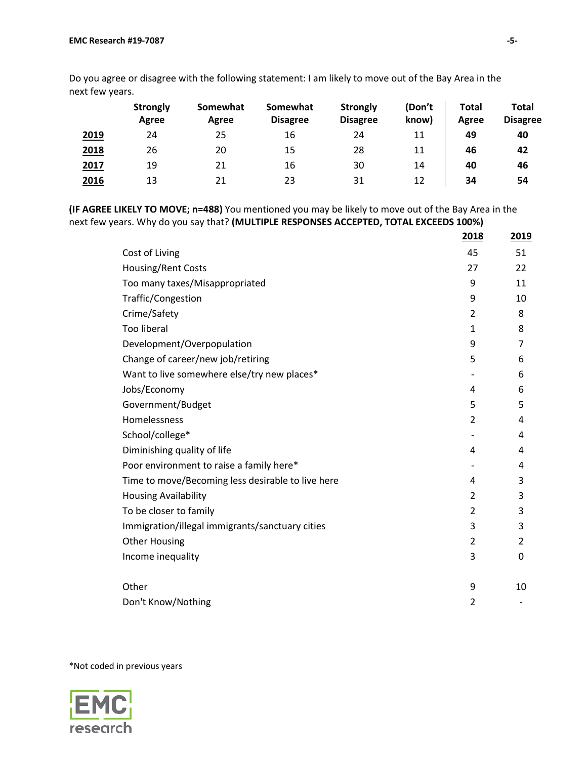Do you agree or disagree with the following statement: I am likely to move out of the Bay Area in the next few years.

| | Strongly Agree | Somewhat Agree | Somewhat Disagree | Strongly Disagree | (Don't know) | Total Agree | Total Disagree |
|---|---|---|---|---|---|---|---|
| 2019 | 24 | 25 | 16 | 24 | 11 | **49** | **40** |
| 2018 | 26 | 20 | 15 | 28 | 11 | **46** | **42** |
| 2017 | 19 | 21 | 16 | 30 | 14 | **40** | **46** |
| 2016 | 13 | 21 | 23 | 31 | 12 | **34** | **54** |

**(IF AGREE LIKELY TO MOVE; n=488)** You mentioned you may be likely to move out of the Bay Area in the next few years. Why do you say that? **(MULTIPLE RESPONSES ACCEPTED, TOTAL EXCEEDS 100%)**

| | 2018 | 2019 |
|---|---|---|
| Cost of Living | 45 | 51 |
| Housing/Rent Costs | 27 | 22 |
| Too many taxes/Misappropriated | 9 | 11 |
| Traffic/Congestion | 9 | 10 |
| Crime/Safety | 2 | 8 |
| Too liberal | 1 | 8 |
| Development/Overpopulation | 9 | 7 |
| Change of career/new job/retiring | 5 | 6 |
| Want to live somewhere else/try new places* | - | 6 |
| Jobs/Economy | 4 | 6 |
| Government/Budget | 5 | 5 |
| Homelessness | 2 | 4 |
| School/college* | - | 4 |
| Diminishing quality of life | 4 | 4 |
| Poor environment to raise a family here* | - | 4 |
| Time to move/Becoming less desirable to live here | 4 | 3 |
| Housing Availability | 2 | 3 |
| To be closer to family | 2 | 3 |
| Immigration/illegal immigrants/sanctuary cities | 3 | 3 |
| Other Housing | 2 | 2 |
| Income inequality | 3 | 0 |
| | | |
| Other | 9 | 10 |
| Don't Know/Nothing | 2 | - |

*Not coded in previous years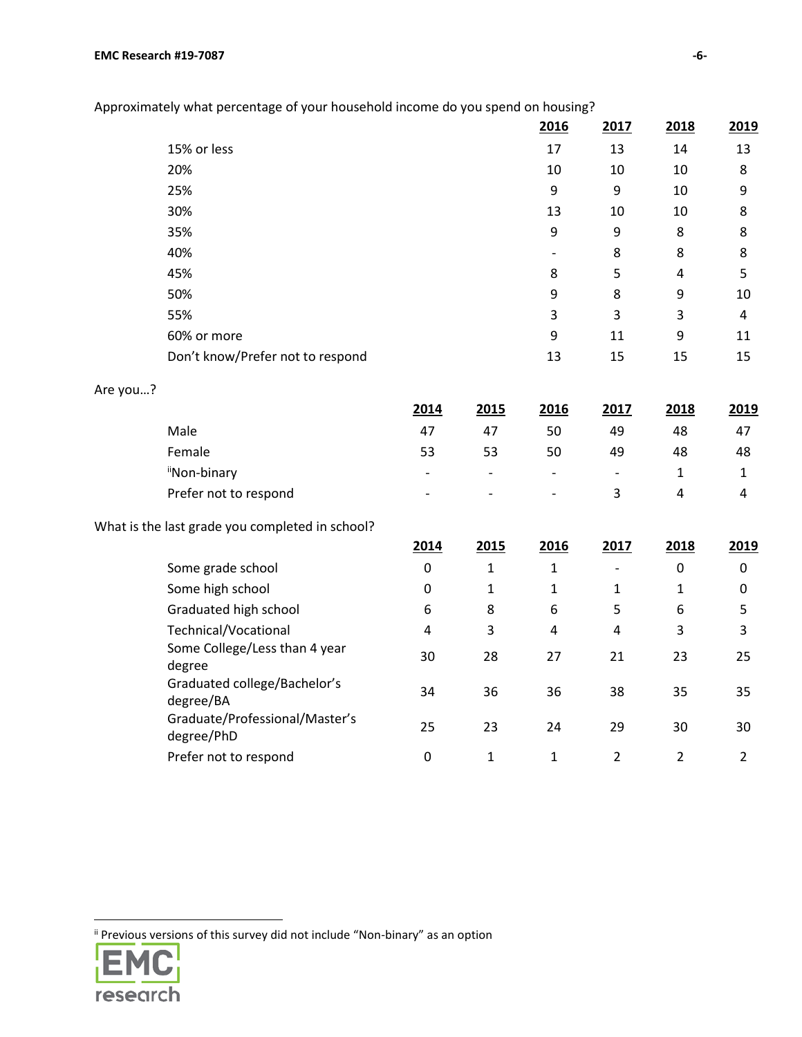Approximately what percentage of your household income do you spend on housing?

| | 2016 | 2017 | 2018 | 2019 |
|---|---|---|---|---|
| 15% or less | 17 | 13 | 14 | 13 |
| 20% | 10 | 10 | 10 | 8 |
| 25% | 9 | 9 | 10 | 9 |
| 30% | 13 | 10 | 10 | 8 |
| 35% | 9 | 9 | 8 | 8 |
| 40% | - | 8 | 8 | 8 |
| 45% | 8 | 5 | 4 | 5 |
| 50% | 9 | 8 | 9 | 10 |
| 55% | 3 | 3 | 3 | 4 |
| 60% or more | 9 | 11 | 9 | 11 |
| Don't know/Prefer not to respond | 13 | 15 | 15 | 15 |

Are you…?

| | 2014 | 2015 | 2016 | 2017 | 2018 | 2019 |
|---|---|---|---|---|---|---|
| Male | 47 | 47 | 50 | 49 | 48 | 47 |
| Female | 53 | 53 | 50 | 49 | 48 | 48 |
| [ii]Non-binary | - | - | - | - | 1 | 1 |
| Prefer not to respond | - | - | - | 3 | 4 | 4 |

What is the last grade you completed in school?

| | 2014 | 2015 | 2016 | 2017 | 2018 | 2019 |
|---|---|---|---|---|---|---|
| Some grade school | 0 | 1 | 1 | - | 0 | 0 |
| Some high school | 0 | 1 | 1 | 1 | 1 | 0 |
| Graduated high school | 6 | 8 | 6 | 5 | 6 | 5 |
| Technical/Vocational | 4 | 3 | 4 | 4 | 3 | 3 |
| Some College/Less than 4 year degree | 30 | 28 | 27 | 21 | 23 | 25 |
| Graduated college/Bachelor's degree/BA | 34 | 36 | 36 | 38 | 35 | 35 |
| Graduate/Professional/Master's degree/PhD | 25 | 23 | 24 | 29 | 30 | 30 |
| Prefer not to respond | 0 | 1 | 1 | 2 | 2 | 2 |

[ii] Previous versions of this survey did not include "Non-binary" as an option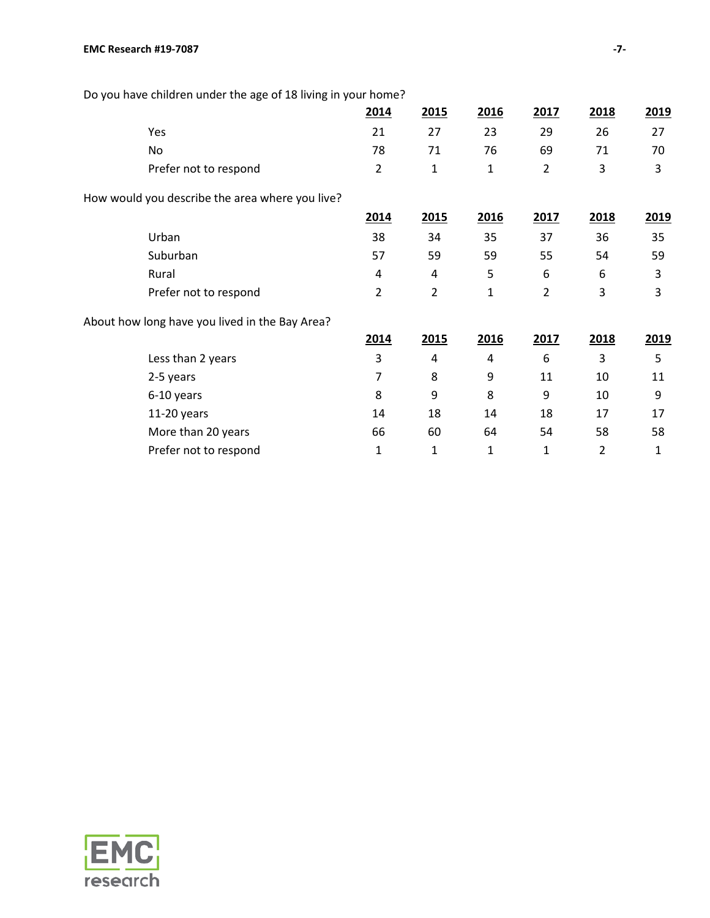Do you have children under the age of 18 living in your home?

| | 2014 | 2015 | 2016 | 2017 | 2018 | 2019 |
|---|---|---|---|---|---|---|
| Yes | 21 | 27 | 23 | 29 | 26 | 27 |
| No | 78 | 71 | 76 | 69 | 71 | 70 |
| Prefer not to respond | 2 | 1 | 1 | 2 | 3 | 3 |

How would you describe the area where you live?

| | 2014 | 2015 | 2016 | 2017 | 2018 | 2019 |
|---|---|---|---|---|---|---|
| Urban | 38 | 34 | 35 | 37 | 36 | 35 |
| Suburban | 57 | 59 | 59 | 55 | 54 | 59 |
| Rural | 4 | 4 | 5 | 6 | 6 | 3 |
| Prefer not to respond | 2 | 2 | 1 | 2 | 3 | 3 |

About how long have you lived in the Bay Area?

| | 2014 | 2015 | 2016 | 2017 | 2018 | 2019 |
|---|---|---|---|---|---|---|
| Less than 2 years | 3 | 4 | 4 | 6 | 3 | 5 |
| 2-5 years | 7 | 8 | 9 | 11 | 10 | 11 |
| 6-10 years | 8 | 9 | 8 | 9 | 10 | 9 |
| 11-20 years | 14 | 18 | 14 | 18 | 17 | 17 |
| More than 20 years | 66 | 60 | 64 | 54 | 58 | 58 |
| Prefer not to respond | 1 | 1 | 1 | 1 | 2 | 1 |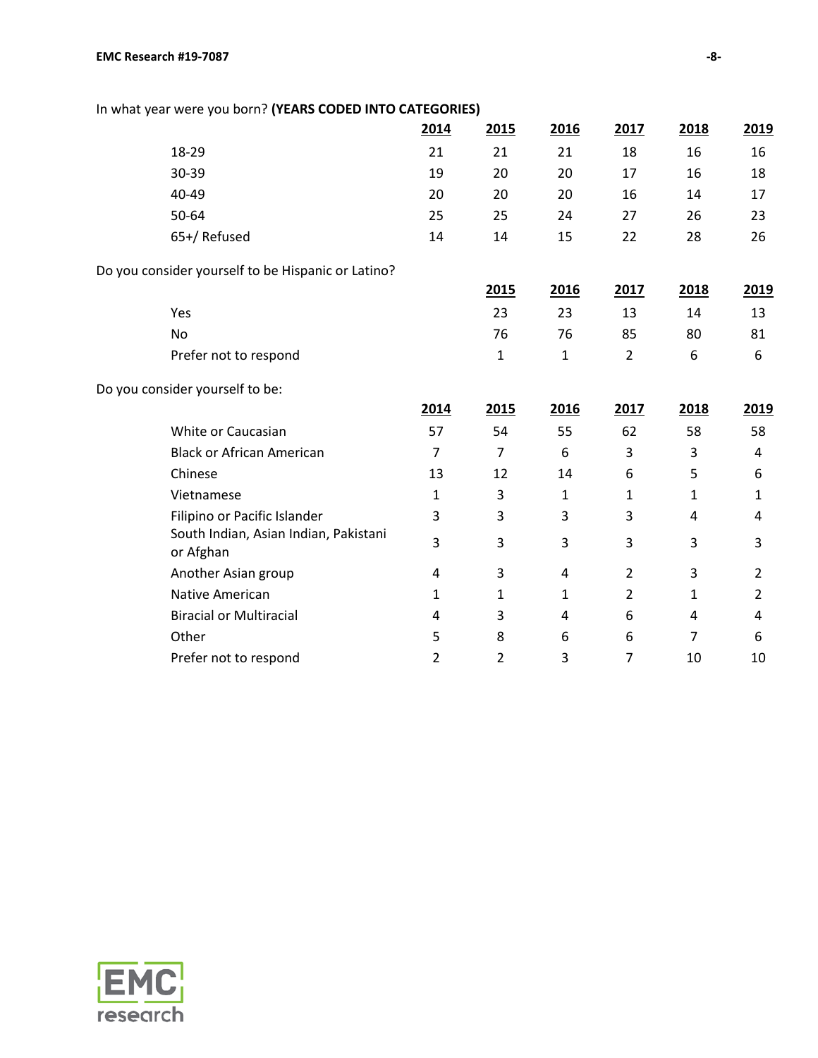In what year were you born? **(YEARS CODED INTO CATEGORIES)**

| | 2014 | 2015 | 2016 | 2017 | 2018 | 2019 |
|---|---|---|---|---|---|---|
| 18-29 | 21 | 21 | 21 | 18 | 16 | 16 |
| 30-39 | 19 | 20 | 20 | 17 | 16 | 18 |
| 40-49 | 20 | 20 | 20 | 16 | 14 | 17 |
| 50-64 | 25 | 25 | 24 | 27 | 26 | 23 |
| 65+/ Refused | 14 | 14 | 15 | 22 | 28 | 26 |

Do you consider yourself to be Hispanic or Latino?

| | 2015 | 2016 | 2017 | 2018 | 2019 |
|---|---|---|---|---|---|
| Yes | 23 | 23 | 13 | 14 | 13 |
| No | 76 | 76 | 85 | 80 | 81 |
| Prefer not to respond | 1 | 1 | 2 | 6 | 6 |

Do you consider yourself to be:

| | 2014 | 2015 | 2016 | 2017 | 2018 | 2019 |
|---|---|---|---|---|---|---|
| White or Caucasian | 57 | 54 | 55 | 62 | 58 | 58 |
| Black or African American | 7 | 7 | 6 | 3 | 3 | 4 |
| Chinese | 13 | 12 | 14 | 6 | 5 | 6 |
| Vietnamese | 1 | 3 | 1 | 1 | 1 | 1 |
| Filipino or Pacific Islander | 3 | 3 | 3 | 3 | 4 | 4 |
| South Indian, Asian Indian, Pakistani or Afghan | 3 | 3 | 3 | 3 | 3 | 3 |
| Another Asian group | 4 | 3 | 4 | 2 | 3 | 2 |
| Native American | 1 | 1 | 1 | 2 | 1 | 2 |
| Biracial or Multiracial | 4 | 3 | 4 | 6 | 4 | 4 |
| Other | 5 | 8 | 6 | 6 | 7 | 6 |
| Prefer not to respond | 2 | 2 | 3 | 7 | 10 | 10 |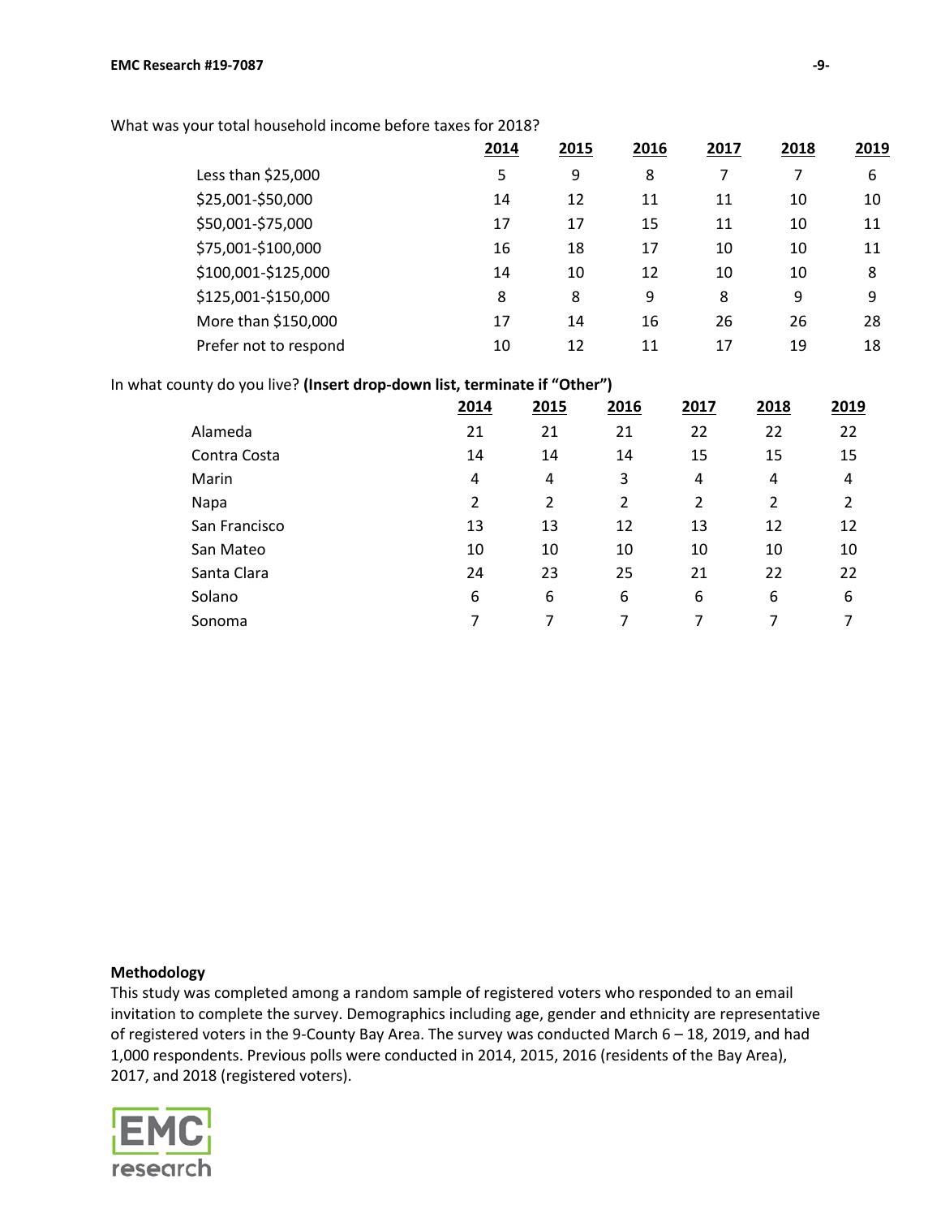What was your total household income before taxes for 2018?

| | 2014 | 2015 | 2016 | 2017 | 2018 | 2019 |
|---|---|---|---|---|---|---|
| Less than $25,000 | 5 | 9 | 8 | 7 | 7 | 6 |
| $25,001-$50,000 | 14 | 12 | 11 | 11 | 10 | 10 |
| $50,001-$75,000 | 17 | 17 | 15 | 11 | 10 | 11 |
| $75,001-$100,000 | 16 | 18 | 17 | 10 | 10 | 11 |
| $100,001-$125,000 | 14 | 10 | 12 | 10 | 10 | 8 |
| $125,001-$150,000 | 8 | 8 | 9 | 8 | 9 | 9 |
| More than $150,000 | 17 | 14 | 16 | 26 | 26 | 28 |
| Prefer not to respond | 10 | 12 | 11 | 17 | 19 | 18 |

In what county do you live? **(Insert drop-down list, terminate if "Other")**

| | 2014 | 2015 | 2016 | 2017 | 2018 | 2019 |
|---|---|---|---|---|---|---|
| Alameda | 21 | 21 | 21 | 22 | 22 | 22 |
| Contra Costa | 14 | 14 | 14 | 15 | 15 | 15 |
| Marin | 4 | 4 | 3 | 4 | 4 | 4 |
| Napa | 2 | 2 | 2 | 2 | 2 | 2 |
| San Francisco | 13 | 13 | 12 | 13 | 12 | 12 |
| San Mateo | 10 | 10 | 10 | 10 | 10 | 10 |
| Santa Clara | 24 | 23 | 25 | 21 | 22 | 22 |
| Solano | 6 | 6 | 6 | 6 | 6 | 6 |
| Sonoma | 7 | 7 | 7 | 7 | 7 | 7 |

**Methodology**

This study was completed among a random sample of registered voters who responded to an email invitation to complete the survey. Demographics including age, gender and ethnicity are representative of registered voters in the 9-County Bay Area. The survey was conducted March 6 – 18, 2019, and had 1,000 respondents. Previous polls were conducted in 2014, 2015, 2016 (residents of the Bay Area), 2017, and 2018 (registered voters).

EMC research